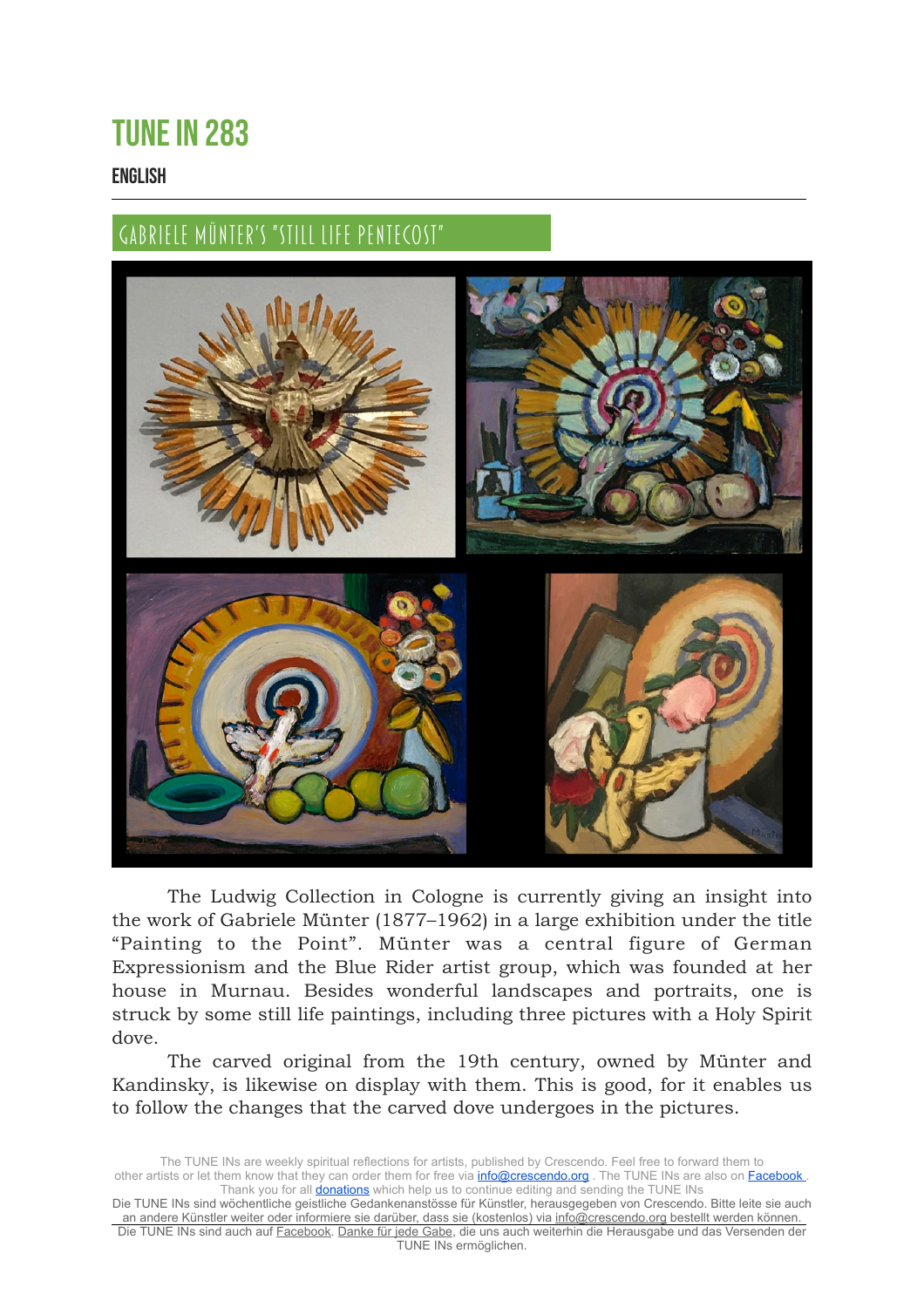# TUNE IN 283

### ENGLISH

## GABRIELE MÜNTER'S "STILL LIFE PENTECOST"

The Ludwig Collection in Cologne is currently giving an insight into the work of Gabriele Münter (1877–1962) in a large exhibition under the title "Painting to the Point". Münter was a central figure of German Expressionism and the Blue Rider artist group, which was founded at her house in Murnau. Besides wonderful landscapes and portraits, one is struck by some still life paintings, including three pictures with a Holy Spirit dove.

The carved original from the 19th century, owned by Münter and Kandinsky, is likewise on display with them. This is good, for it enables us to follow the changes that the carved dove undergoes in the pictures.

The TUNE INs are weekly spiritual reflections for artists, published by Crescendo. Feel free to forward them to other artists or let them know that they can order them for free via info@crescendo.org . The TUNE INs are also on Facebook . Thank you for all donations which help us to continue editing and sending the TUNE INs

Die TUNE INs sind wöchentliche geistliche Gedankenanstösse für Künstler, herausgegeben von Crescendo. Bitte leite sie auch an andere Künstler weiter oder informiere sie darüber, dass sie (kostenlos) via info@crescendo.org bestellt werden können. Die TUNE INs sind auch auf Facebook. Danke für jede Gabe, die uns auch weiterhin die Herausgabe und das Versenden der TUNE INs ermöglichen.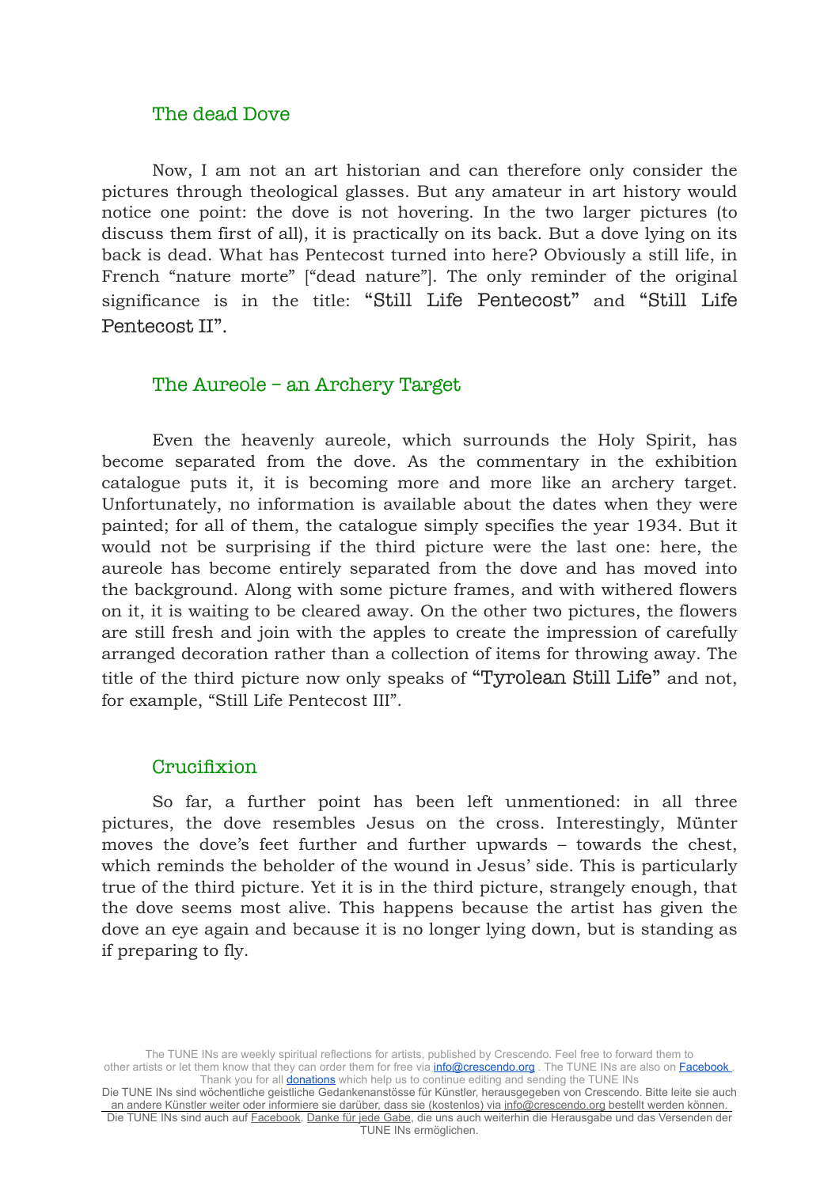## The dead Dove

Now, I am not an art historian and can therefore only consider the pictures through theological glasses. But any amateur in art history would notice one point: the dove is not hovering. In the two larger pictures (to discuss them first of all), it is practically on its back. But a dove lying on its back is dead. What has Pentecost turned into here? Obviously a still life, in French "nature morte" ["dead nature"]. The only reminder of the original significance is in the title: "Still Life Pentecost" and "Still Life Pentecost II".

## The Aureole – an Archery Target

Even the heavenly aureole, which surrounds the Holy Spirit, has become separated from the dove. As the commentary in the exhibition catalogue puts it, it is becoming more and more like an archery target. Unfortunately, no information is available about the dates when they were painted; for all of them, the catalogue simply specifies the year 1934. But it would not be surprising if the third picture were the last one: here, the aureole has become entirely separated from the dove and has moved into the background. Along with some picture frames, and with withered flowers on it, it is waiting to be cleared away. On the other two pictures, the flowers are still fresh and join with the apples to create the impression of carefully arranged decoration rather than a collection of items for throwing away. The title of the third picture now only speaks of "Tyrolean Still Life" and not, for example, "Still Life Pentecost III".

## Crucifixion

So far, a further point has been left unmentioned: in all three pictures, the dove resembles Jesus on the cross. Interestingly, Münter moves the dove's feet further and further upwards – towards the chest, which reminds the beholder of the wound in Jesus' side. This is particularly true of the third picture. Yet it is in the third picture, strangely enough, that the dove seems most alive. This happens because the artist has given the dove an eye again and because it is no longer lying down, but is standing as if preparing to fly.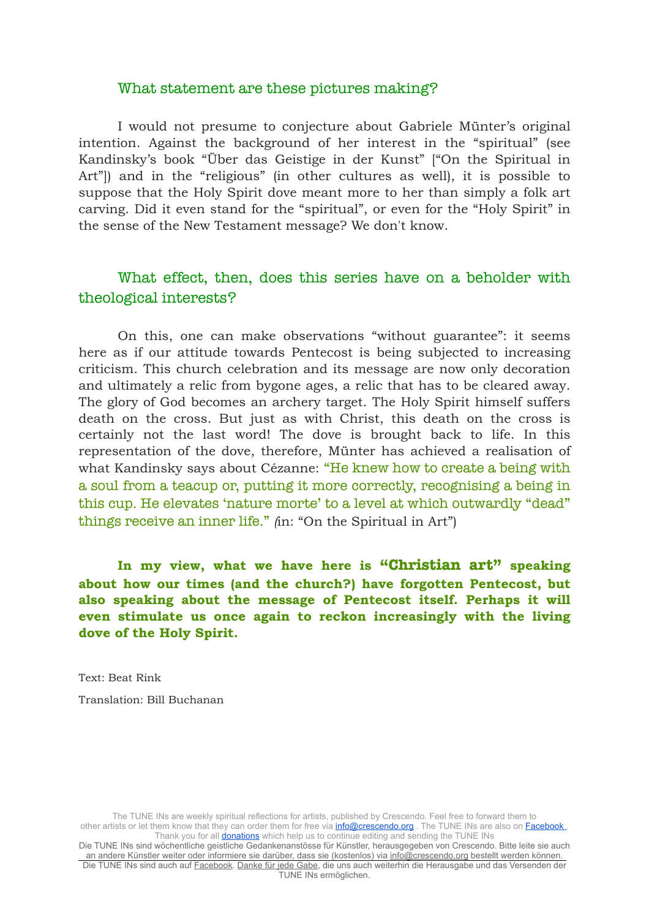## What statement are these pictures making?

I would not presume to conjecture about Gabriele Münter's original intention. Against the background of her interest in the "spiritual" (see Kandinsky's book "Über das Geistige in der Kunst" ["On the Spiritual in Art"]) and in the "religious" (in other cultures as well), it is possible to suppose that the Holy Spirit dove meant more to her than simply a folk art carving. Did it even stand for the "spiritual", or even for the "Holy Spirit" in the sense of the New Testament message? We don't know.

## What effect, then, does this series have on a beholder with theological interests?

On this, one can make observations "without guarantee": it seems here as if our attitude towards Pentecost is being subjected to increasing criticism. This church celebration and its message are now only decoration and ultimately a relic from bygone ages, a relic that has to be cleared away. The glory of God becomes an archery target. The Holy Spirit himself suffers death on the cross. But just as with Christ, this death on the cross is certainly not the last word! The dove is brought back to life. In this representation of the dove, therefore, Münter has achieved a realisation of what Kandinsky says about Cézanne: "He knew how to create a being with a soul from a teacup or, putting it more correctly, recognising a being in this cup. He elevates 'nature morte' to a level at which outwardly "dead" things receive an inner life." *(*in: "On the Spiritual in Art")

**In my view, what we have here is "Christian art" speaking about how our times (and the church?) have forgotten Pentecost, but also speaking about the message of Pentecost itself. Perhaps it will even stimulate us once again to reckon increasingly with the living dove of the Holy Spirit.**

Text: Beat Rink

Translation: Bill Buchanan

The TUNE INs are weekly spiritual reflections for artists, published by Crescendo. Feel free to forward them to other artists or let them know that they can order them for free via info@crescendo.org . The TUNE INs are also on Facebook . Thank you for all donations which help us to continue editing and sending the TUNE INs

Die TUNE INs sind wöchentliche geistliche Gedankenanstösse für Künstler, herausgegeben von Crescendo. Bitte leite sie auch an andere Künstler weiter oder informiere sie darüber, dass sie (kostenlos) via info@crescendo.org bestellt werden können. Die TUNE INs sind auch auf Facebook. Danke für jede Gabe, die uns auch weiterhin die Herausgabe und das Versenden der TUNE INs ermöglichen.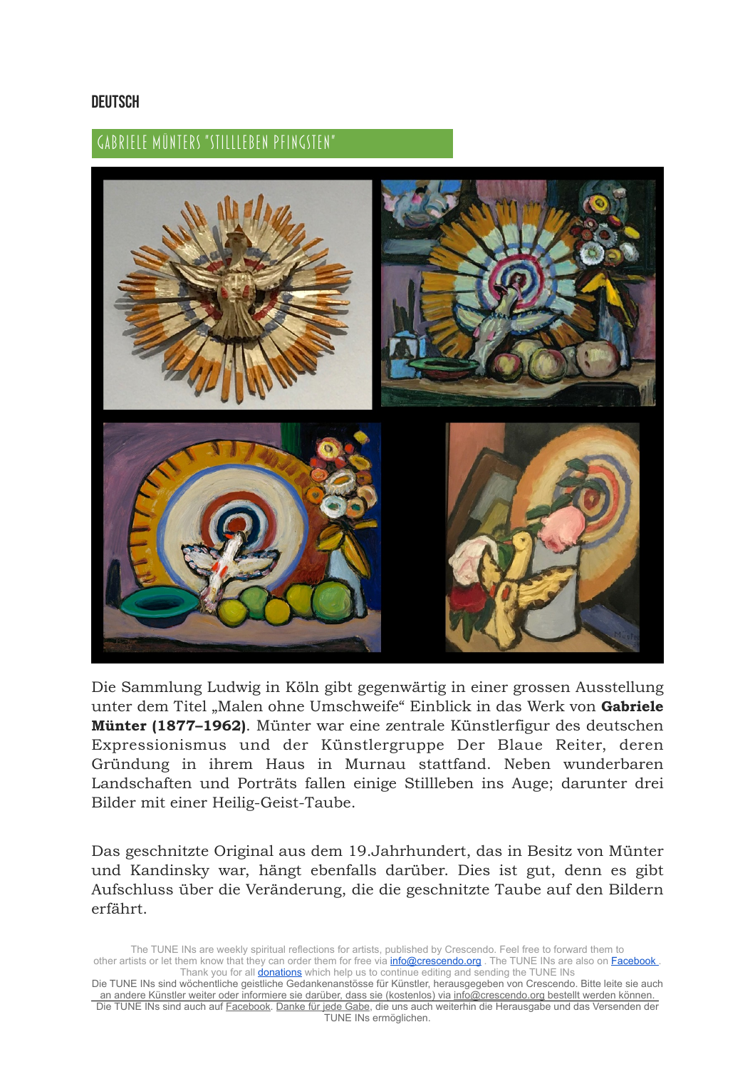## DEUTSCH

### GABRIELE MÜNTERS "STILLLEBEN PFINGSTEN"

Die Sammlung Ludwig in Köln gibt gegenwärtig in einer grossen Ausstellung unter dem Titel „Malen ohne Umschweife" Einblick in das Werk von **Gabriele Münter (1877–1962)**. Münter war eine zentrale Künstlerfigur des deutschen Expressionismus und der Künstlergruppe Der Blaue Reiter, deren Gründung in ihrem Haus in Murnau stattfand. Neben wunderbaren Landschaften und Porträts fallen einige Stillleben ins Auge; darunter drei Bilder mit einer Heilig-Geist-Taube.

Das geschnitzte Original aus dem 19.Jahrhundert, das in Besitz von Münter und Kandinsky war, hängt ebenfalls darüber. Dies ist gut, denn es gibt Aufschluss über die Veränderung, die die geschnitzte Taube auf den Bildern erfährt.

The TUNE INs are weekly spiritual reflections for artists, published by Crescendo. Feel free to forward them to other artists or let them know that they can order them for free via info@crescendo.org . The TUNE INs are also on Facebook . Thank you for all donations which help us to continue editing and sending the TUNE INs

Die TUNE INs sind wöchentliche geistliche Gedankenanstösse für Künstler, herausgegeben von Crescendo. Bitte leite sie auch an andere Künstler weiter oder informiere sie darüber, dass sie (kostenlos) via info@crescendo.org bestellt werden können. Die TUNE INs sind auch auf Facebook. Danke für jede Gabe, die uns auch weiterhin die Herausgabe und das Versenden der TUNE INs ermöglichen.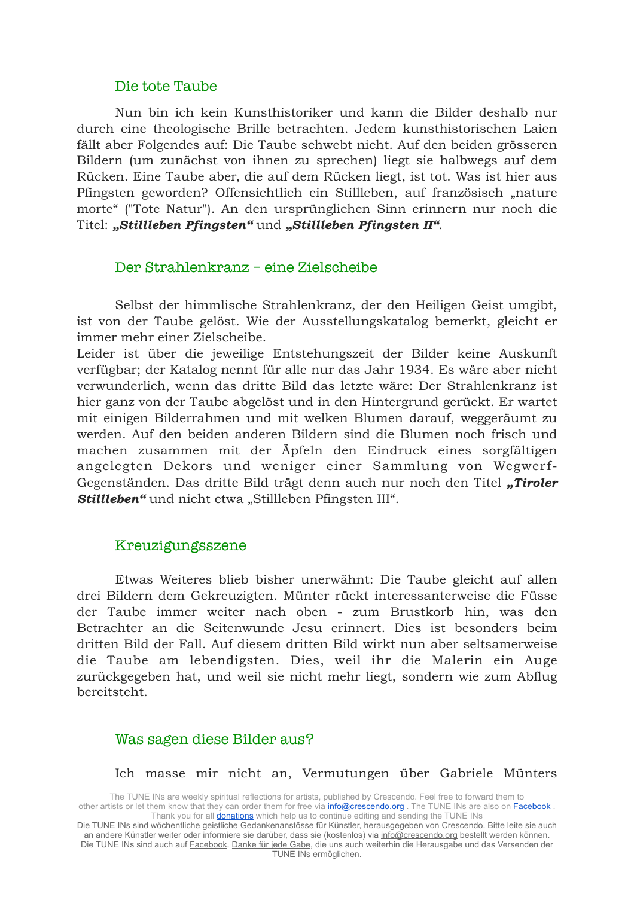## Die tote Taube

Nun bin ich kein Kunsthistoriker und kann die Bilder deshalb nur durch eine theologische Brille betrachten. Jedem kunsthistorischen Laien fällt aber Folgendes auf: Die Taube schwebt nicht. Auf den beiden grösseren Bildern (um zunächst von ihnen zu sprechen) liegt sie halbwegs auf dem Rücken. Eine Taube aber, die auf dem Rücken liegt, ist tot. Was ist hier aus Pfingsten geworden? Offensichtlich ein Stillleben, auf französisch „nature morte" ("Tote Natur"). An den ursprünglichen Sinn erinnern nur noch die Titel: ***„Stillleben Pfingsten"*** und ***„Stillleben Pfingsten II"***.

## Der Strahlenkranz – eine Zielscheibe

Selbst der himmlische Strahlenkranz, der den Heiligen Geist umgibt, ist von der Taube gelöst. Wie der Ausstellungskatalog bemerkt, gleicht er immer mehr einer Zielscheibe.
Leider ist über die jeweilige Entstehungszeit der Bilder keine Auskunft verfügbar; der Katalog nennt für alle nur das Jahr 1934. Es wäre aber nicht verwunderlich, wenn das dritte Bild das letzte wäre: Der Strahlenkranz ist hier ganz von der Taube abgelöst und in den Hintergrund gerückt. Er wartet mit einigen Bilderrahmen und mit welken Blumen darauf, weggeräumt zu werden. Auf den beiden anderen Bildern sind die Blumen noch frisch und machen zusammen mit der Äpfeln den Eindruck eines sorgfältigen angelegten Dekors und weniger einer Sammlung von Wegwerf-Gegenständen. Das dritte Bild trägt denn auch nur noch den Titel ***„Tiroler Stillleben"*** und nicht etwa „Stillleben Pfingsten III".

## Kreuzigungsszene

Etwas Weiteres blieb bisher unerwähnt: Die Taube gleicht auf allen drei Bildern dem Gekreuzigten. Münter rückt interessanterweise die Füsse der Taube immer weiter nach oben - zum Brustkorb hin, was den Betrachter an die Seitenwunde Jesu erinnert. Dies ist besonders beim dritten Bild der Fall. Auf diesem dritten Bild wirkt nun aber seltsamerweise die Taube am lebendigsten. Dies, weil ihr die Malerin ein Auge zurückgegeben hat, und weil sie nicht mehr liegt, sondern wie zum Abflug bereitsteht.

## Was sagen diese Bilder aus?

Ich masse mir nicht an, Vermutungen über Gabriele Münters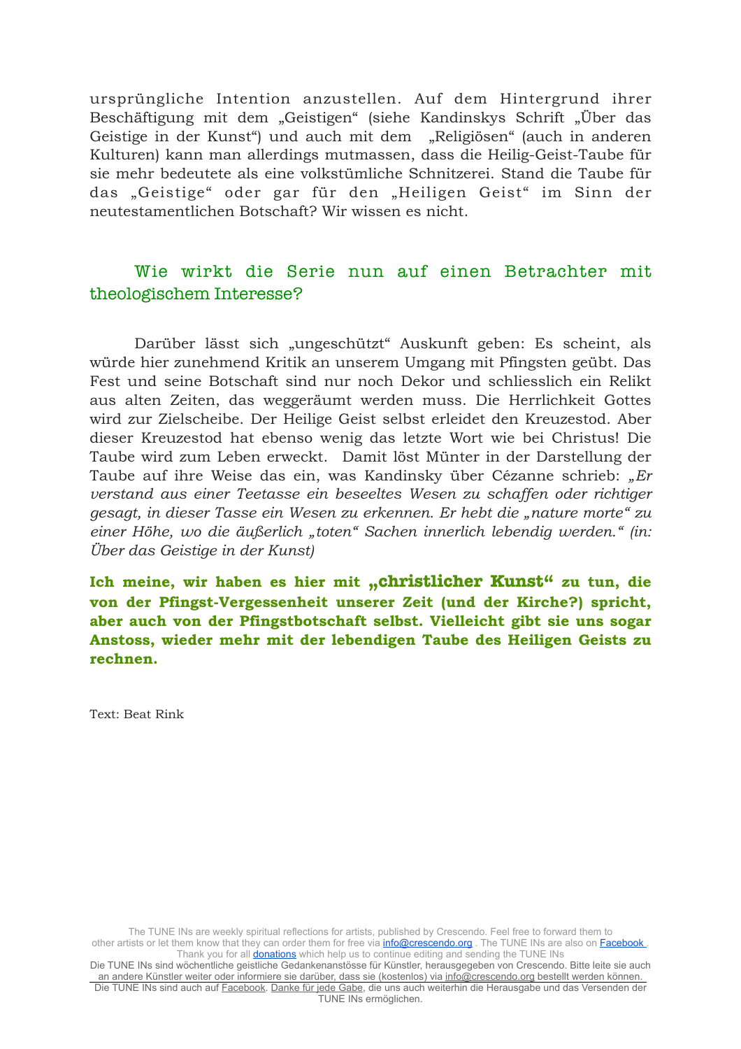ursprüngliche Intention anzustellen. Auf dem Hintergrund ihrer Beschäftigung mit dem „Geistigen" (siehe Kandinskys Schrift „Über das Geistige in der Kunst") und auch mit dem „Religiösen" (auch in anderen Kulturen) kann man allerdings mutmassen, dass die Heilig-Geist-Taube für sie mehr bedeutete als eine volkstümliche Schnitzerei. Stand die Taube für das „Geistige" oder gar für den „Heiligen Geist" im Sinn der neutestamentlichen Botschaft? Wir wissen es nicht.

## Wie wirkt die Serie nun auf einen Betrachter mit theologischem Interesse?

Darüber lässt sich „ungeschützt" Auskunft geben: Es scheint, als würde hier zunehmend Kritik an unserem Umgang mit Pfingsten geübt. Das Fest und seine Botschaft sind nur noch Dekor und schliesslich ein Relikt aus alten Zeiten, das weggeräumt werden muss. Die Herrlichkeit Gottes wird zur Zielscheibe. Der Heilige Geist selbst erleidet den Kreuzestod. Aber dieser Kreuzestod hat ebenso wenig das letzte Wort wie bei Christus! Die Taube wird zum Leben erweckt. Damit löst Münter in der Darstellung der Taube auf ihre Weise das ein, was Kandinsky über Cézanne schrieb: *„Er verstand aus einer Teetasse ein beseeltes Wesen zu schaffen oder richtiger gesagt, in dieser Tasse ein Wesen zu erkennen. Er hebt die „nature morte" zu einer Höhe, wo die äußerlich „toten" Sachen innerlich lebendig werden." (in: Über das Geistige in der Kunst)*

**Ich meine, wir haben es hier mit „christlicher Kunst" zu tun, die von der Pfingst-Vergessenheit unserer Zeit (und der Kirche?) spricht, aber auch von der Pfingstbotschaft selbst. Vielleicht gibt sie uns sogar Anstoss, wieder mehr mit der lebendigen Taube des Heiligen Geists zu rechnen.**

Text: Beat Rink

The TUNE INs are weekly spiritual reflections for artists, published by Crescendo. Feel free to forward them to other artists or let them know that they can order them for free via info@crescendo.org . The TUNE INs are also on Facebook . Thank you for all donations which help us to continue editing and sending the TUNE INs

Die TUNE INs sind wöchentliche geistliche Gedankenanstösse für Künstler, herausgegeben von Crescendo. Bitte leite sie auch an andere Künstler weiter oder informiere sie darüber, dass sie (kostenlos) via info@crescendo.org bestellt werden können. Die TUNE INs sind auch auf Facebook. Danke für jede Gabe, die uns auch weiterhin die Herausgabe und das Versenden der TUNE INs ermöglichen.